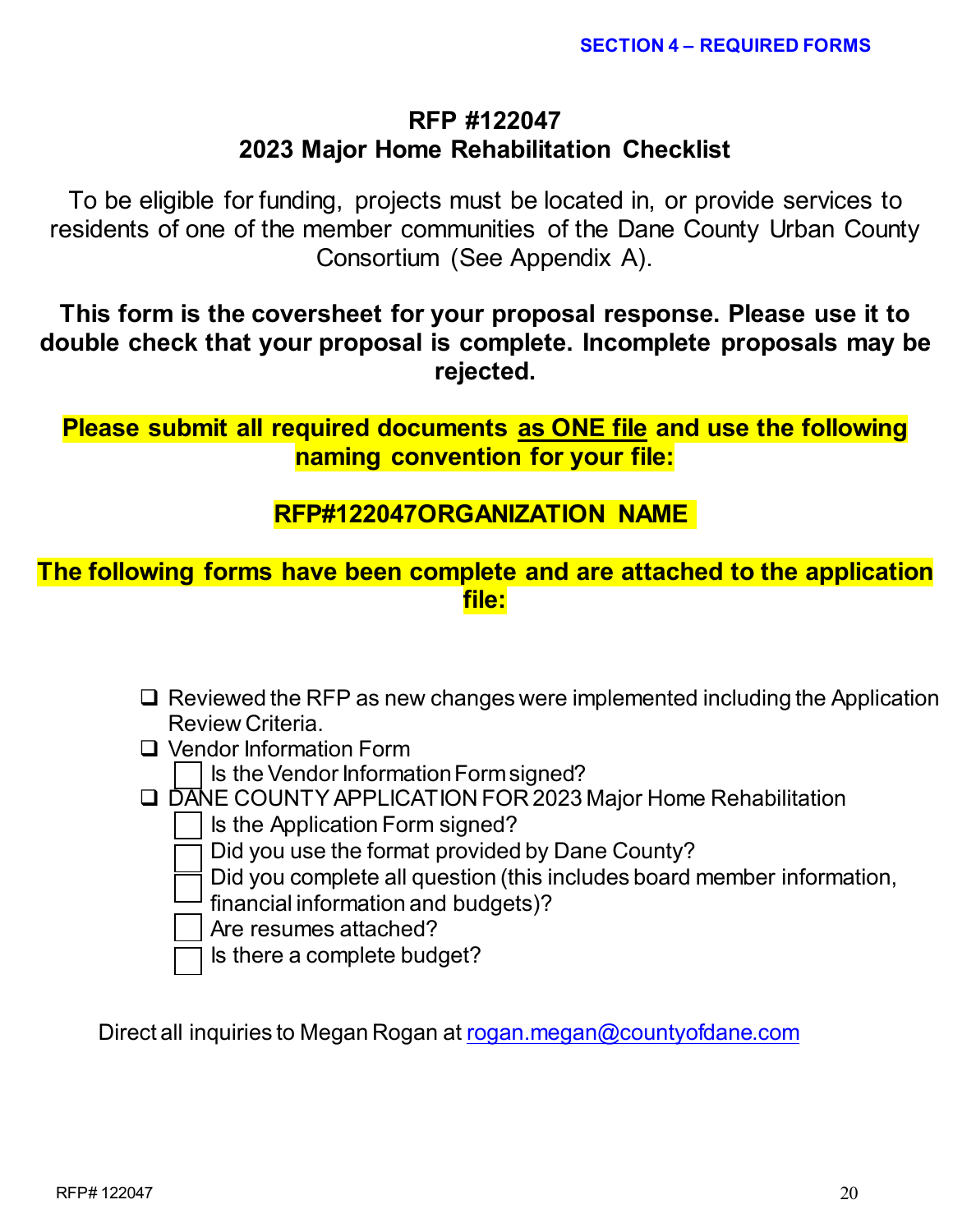**SECTION 4 – REQUIRED FORMS**

# RFP #122047
## 2023 Major Home Rehabilitation Checklist

To be eligible for funding, projects must be located in, or provide services to residents of one of the member communities of the Dane County Urban County Consortium (See Appendix A).

**This form is the coversheet for your proposal response. Please use it to double check that your proposal is complete. Incomplete proposals may be rejected.**

**Please submit all required documents as ONE file and use the following naming convention for your file:**

**RFP#122047ORGANIZATION NAME**

**The following forms have been complete and are attached to the application file:**

- ☐ Reviewed the RFP as new changes were implemented including the Application Review Criteria.
- ☐ Vendor Information Form
  - ☐ Is the Vendor Information Form signed?
- ☐ DANE COUNTY APPLICATION FOR 2023 Major Home Rehabilitation
  - ☐ Is the Application Form signed?
  - ☐ Did you use the format provided by Dane County?
  - ☐ Did you complete all question (this includes board member information, financial information and budgets)?
  - ☐ Are resumes attached?
  - ☐ Is there a complete budget?

Direct all inquiries to Megan Rogan at rogan.megan@countyofdane.com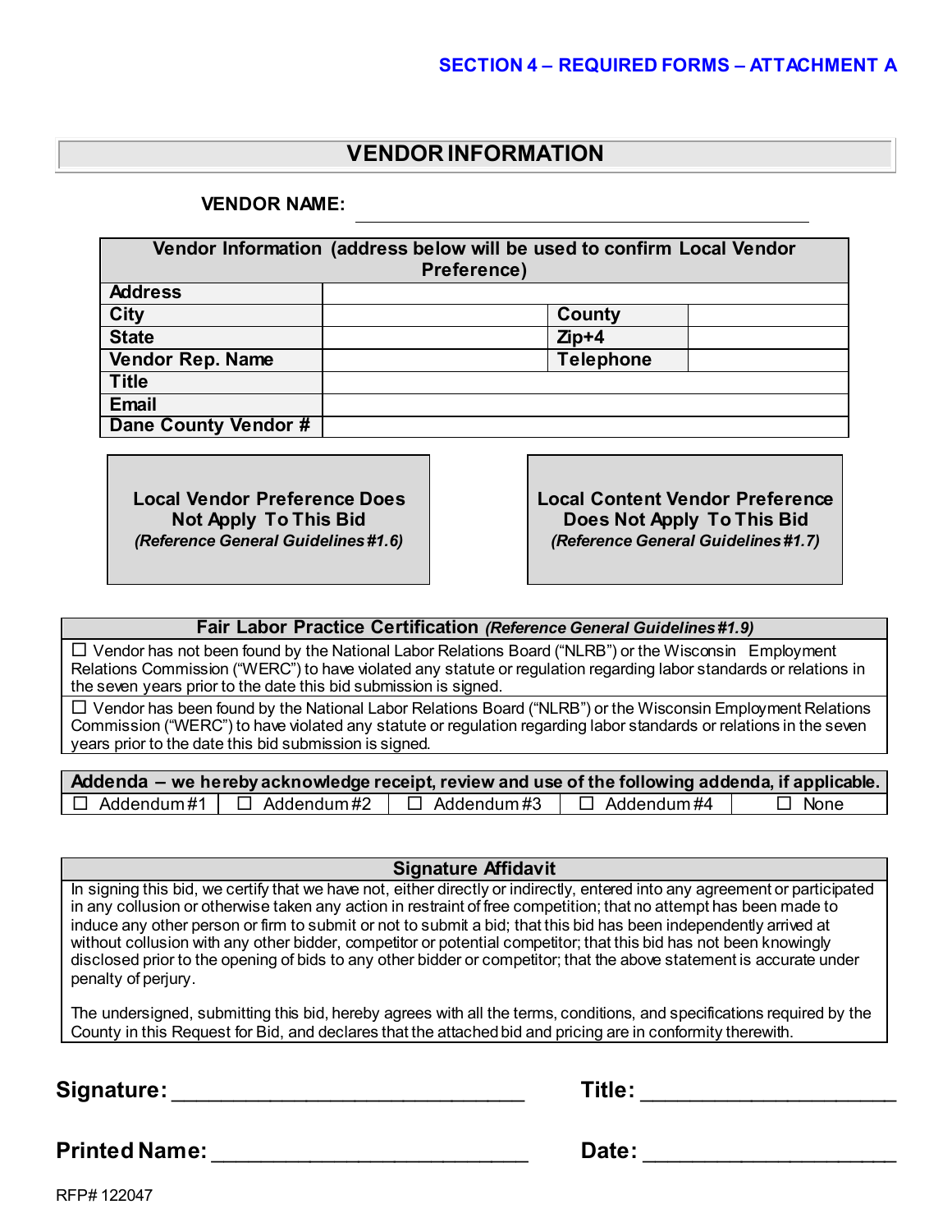## SECTION 4 – REQUIRED FORMS – ATTACHMENT A

# VENDOR INFORMATION

**VENDOR NAME:** ______________________________

| Vendor Information (address below will be used to confirm Local Vendor Preference) | | | |
|---|---|---|---|
| **Address** | | | |
| **City** | | **County** | |
| **State** | | **Zip+4** | |
| **Vendor Rep. Name** | | **Telephone** | |
| **Title** | | | |
| **Email** | | | |
| **Dane County Vendor #** | | | |

**Local Vendor Preference Does Not Apply To This Bid**
*(Reference General Guidelines #1.6)*

**Local Content Vendor Preference Does Not Apply To This Bid**
*(Reference General Guidelines #1.7)*

| **Fair Labor Practice Certification** *(Reference General Guidelines #1.9)* |
|---|
| ☐ Vendor has not been found by the National Labor Relations Board ("NLRB") or the Wisconsin Employment Relations Commission ("WERC") to have violated any statute or regulation regarding labor standards or relations in the seven years prior to the date this bid submission is signed. |
| ☐ Vendor has been found by the National Labor Relations Board ("NLRB") or the Wisconsin Employment Relations Commission ("WERC") to have violated any statute or regulation regarding labor standards or relations in the seven years prior to the date this bid submission is signed. |

| **Addenda – we hereby acknowledge receipt, review and use of the following addenda, if applicable.** | | | | |
|---|---|---|---|---|
| ☐ Addendum #1 | ☐ Addendum #2 | ☐ Addendum #3 | ☐ Addendum #4 | ☐ None |

| **Signature Affidavit** |
|---|
| In signing this bid, we certify that we have not, either directly or indirectly, entered into any agreement or participated in any collusion or otherwise taken any action in restraint of free competition; that no attempt has been made to induce any other person or firm to submit or not to submit a bid; that this bid has been independently arrived at without collusion with any other bidder, competitor or potential competitor; that this bid has not been knowingly disclosed prior to the opening of bids to any other bidder or competitor; that the above statement is accurate under penalty of perjury.<br><br>The undersigned, submitting this bid, hereby agrees with all the terms, conditions, and specifications required by the County in this Request for Bid, and declares that the attached bid and pricing are in conformity therewith. |

**Signature:** ______________________________ **Title:** ______________________

**Printed Name:** ___________________________ **Date:** ______________________

RFP# 122047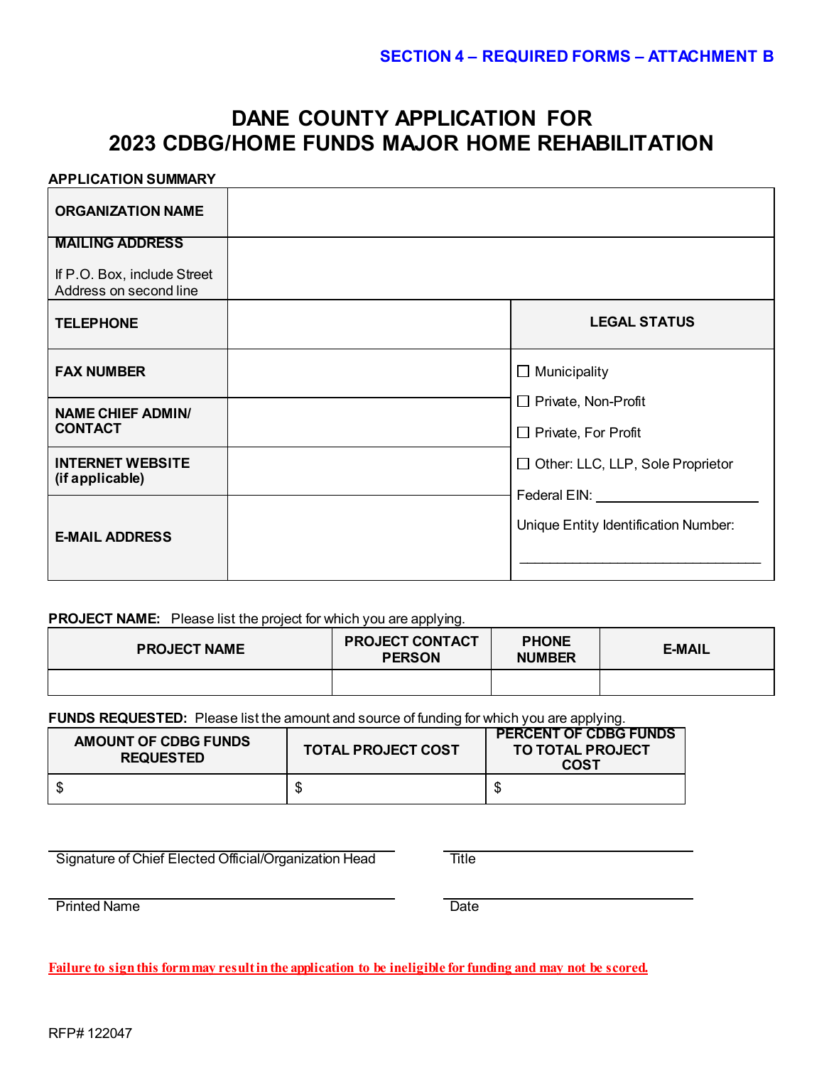SECTION 4 – REQUIRED FORMS – ATTACHMENT B

# DANE COUNTY APPLICATION FOR 2023 CDBG/HOME FUNDS MAJOR HOME REHABILITATION

**APPLICATION SUMMARY**

| **ORGANIZATION NAME** | | |
|---|---|---|
| **MAILING ADDRESS** If P.O. Box, include Street Address on second line | | |
| **TELEPHONE** | | **LEGAL STATUS** |
| **FAX NUMBER** | | ☐ Municipality ☐ Private, Non-Profit ☐ Private, For Profit ☐ Other: LLC, LLP, Sole Proprietor Federal EIN: ______ Unique Entity Identification Number: ______ |
| **NAME CHIEF ADMIN/ CONTACT** | | |
| **INTERNET WEBSITE (if applicable)** | | |
| **E-MAIL ADDRESS** | | |

**PROJECT NAME:** Please list the project for which you are applying.

| PROJECT NAME | PROJECT CONTACT PERSON | PHONE NUMBER | E-MAIL |
|---|---|---|---|
| | | | |

**FUNDS REQUESTED:** Please list the amount and source of funding for which you are applying.

| AMOUNT OF CDBG FUNDS REQUESTED | TOTAL PROJECT COST | PERCENT OF CDBG FUNDS TO TOTAL PROJECT COST |
|---|---|---|
| $ | $ | $ |

_______________________________ Signature of Chief Elected Official/Organization Head

_______________________________ Title

_______________________________ Printed Name

_______________________________ Date

**Failure to sign this form may result in the application to be ineligible for funding and may not be scored.**

RFP# 122047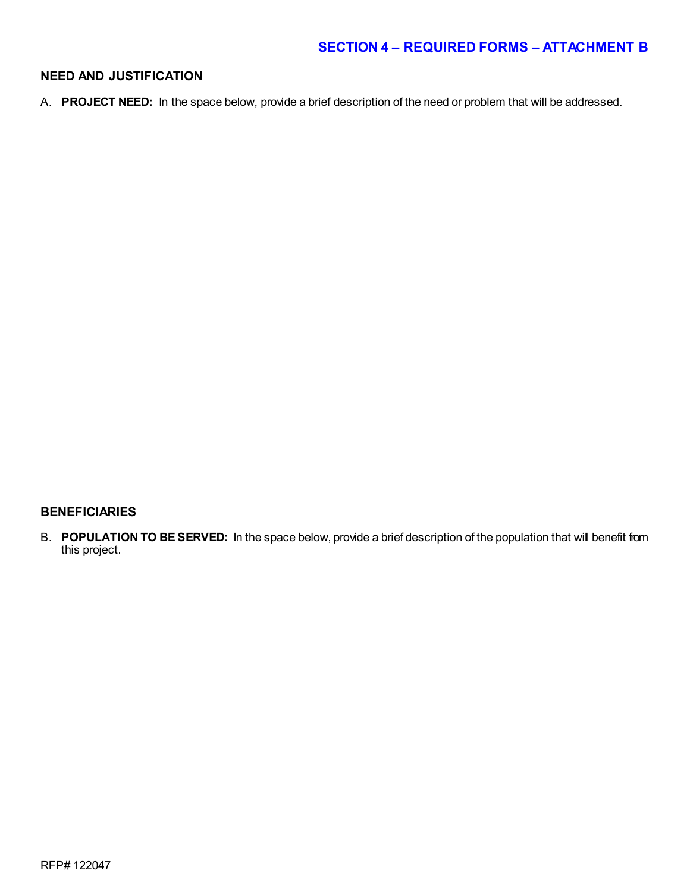## SECTION 4 – REQUIRED FORMS – ATTACHMENT B

### NEED AND JUSTIFICATION

A. **PROJECT NEED:** In the space below, provide a brief description of the need or problem that will be addressed.

### BENEFICIARIES

B. **POPULATION TO BE SERVED:** In the space below, provide a brief description of the population that will benefit from this project.

RFP# 122047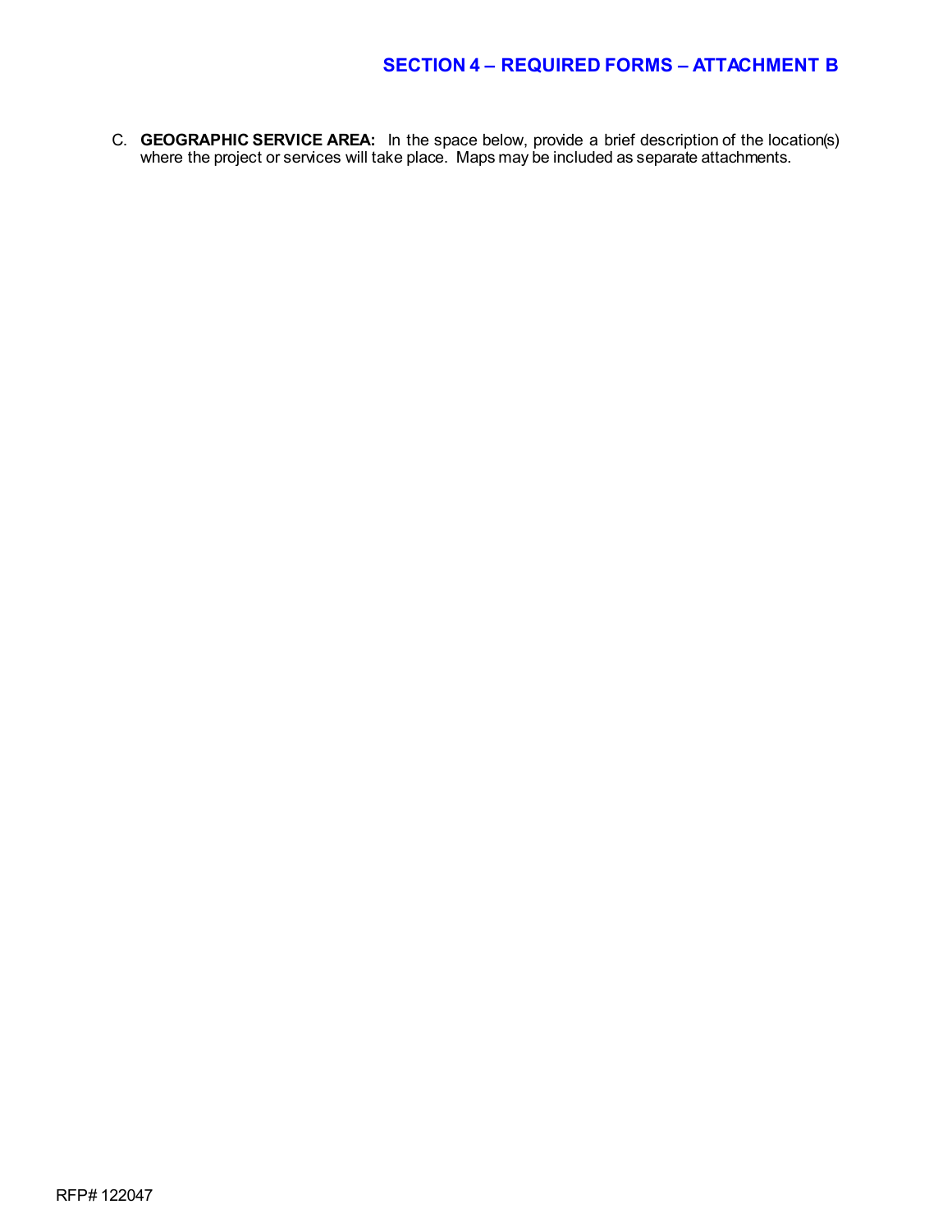## SECTION 4 – REQUIRED FORMS – ATTACHMENT B

C. **GEOGRAPHIC SERVICE AREA:** In the space below, provide a brief description of the location(s) where the project or services will take place. Maps may be included as separate attachments.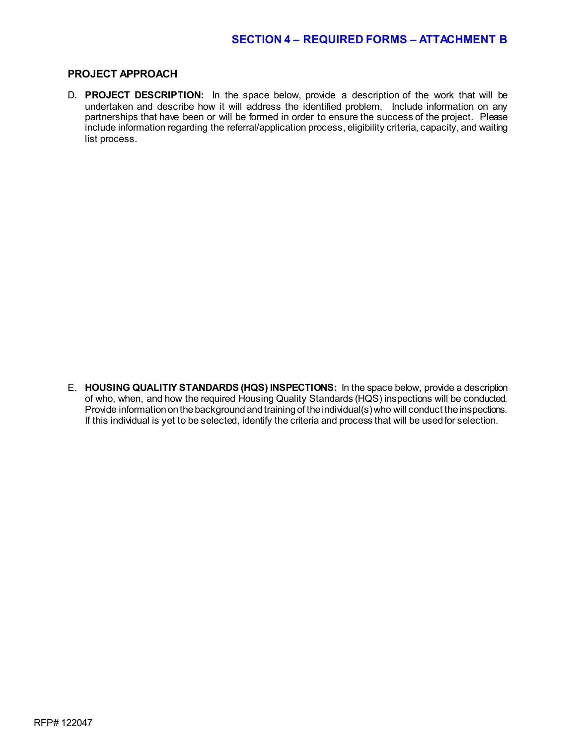## SECTION 4 – REQUIRED FORMS – ATTACHMENT B

### PROJECT APPROACH

D. **PROJECT DESCRIPTION:** In the space below, provide a description of the work that will be undertaken and describe how it will address the identified problem. Include information on any partnerships that have been or will be formed in order to ensure the success of the project. Please include information regarding the referral/application process, eligibility criteria, capacity, and waiting list process.

E. **HOUSING QUALITIY STANDARDS (HQS) INSPECTIONS:** In the space below, provide a description of who, when, and how the required Housing Quality Standards (HQS) inspections will be conducted. Provide information on the background and training of the individual(s) who will conduct the inspections. If this individual is yet to be selected, identify the criteria and process that will be used for selection.

RFP# 122047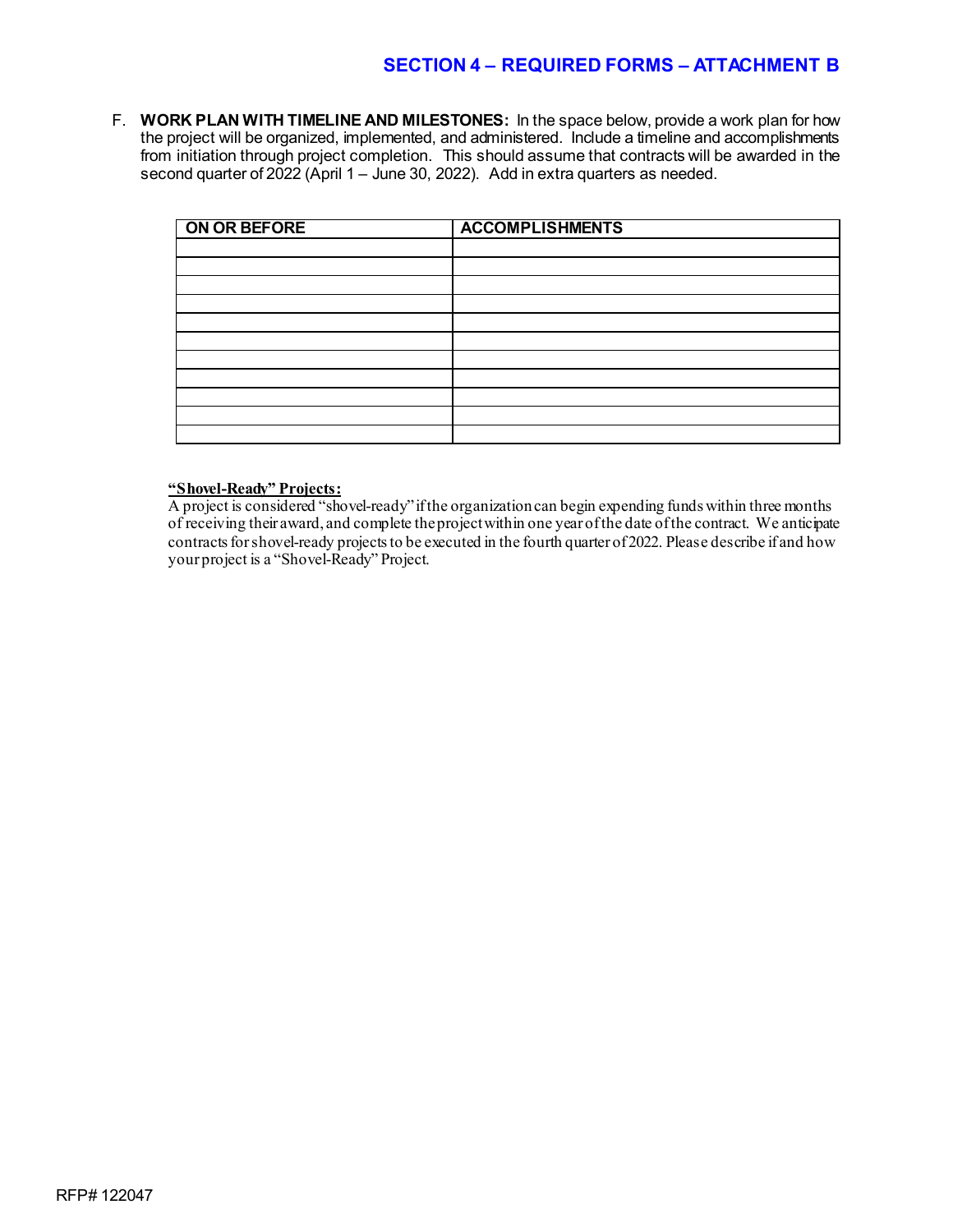## SECTION 4 – REQUIRED FORMS – ATTACHMENT B

F. **WORK PLAN WITH TIMELINE AND MILESTONES:** In the space below, provide a work plan for how the project will be organized, implemented, and administered. Include a timeline and accomplishments from initiation through project completion. This should assume that contracts will be awarded in the second quarter of 2022 (April 1 – June 30, 2022). Add in extra quarters as needed.

| ON OR BEFORE | ACCOMPLISHMENTS |
|---|---|
| | |
| | |
| | |
| | |
| | |
| | |
| | |
| | |
| | |
| | |
| | |

**<u>"Shovel-Ready" Projects:</u>**
A project is considered "shovel-ready" if the organization can begin expending funds within three months of receiving their award, and complete the project within one year of the date of the contract. We anticipate contracts for shovel-ready projects to be executed in the fourth quarter of 2022. Please describe if and how your project is a "Shovel-Ready" Project.

RFP# 122047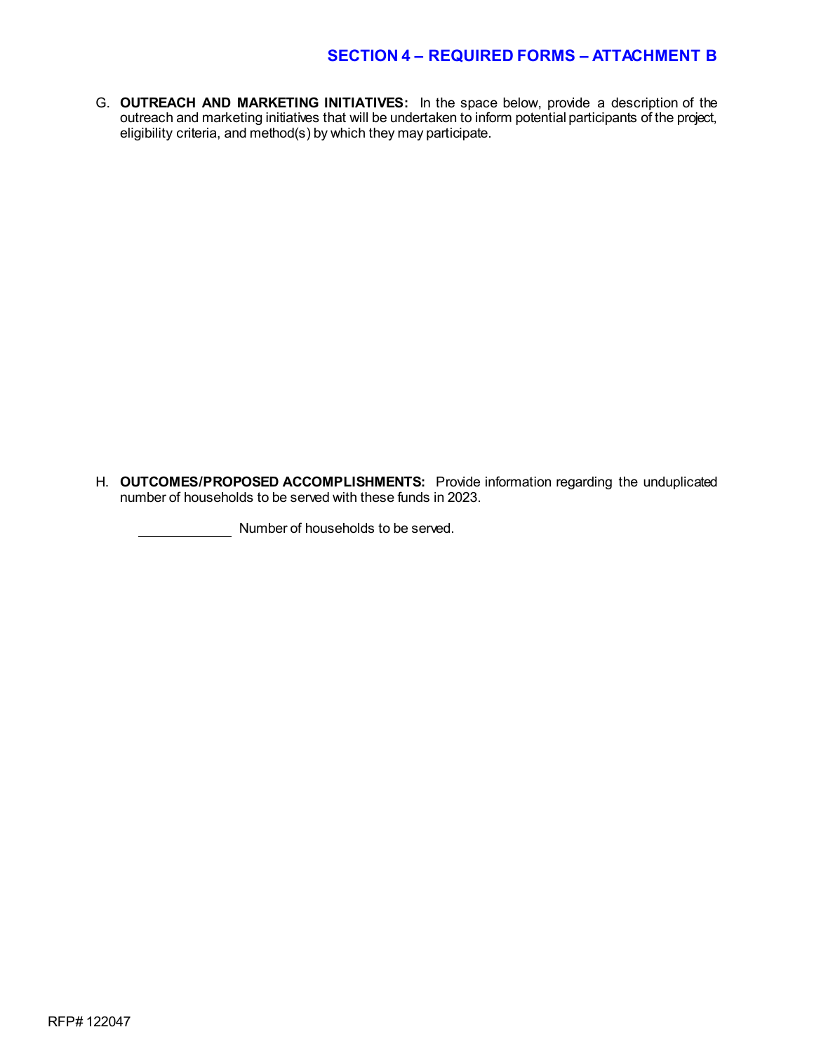## SECTION 4 – REQUIRED FORMS – ATTACHMENT B

G. **OUTREACH AND MARKETING INITIATIVES:** In the space below, provide a description of the outreach and marketing initiatives that will be undertaken to inform potential participants of the project, eligibility criteria, and method(s) by which they may participate.

H. **OUTCOMES/PROPOSED ACCOMPLISHMENTS:** Provide information regarding the unduplicated number of households to be served with these funds in 2023.

_____________ Number of households to be served.

RFP# 122047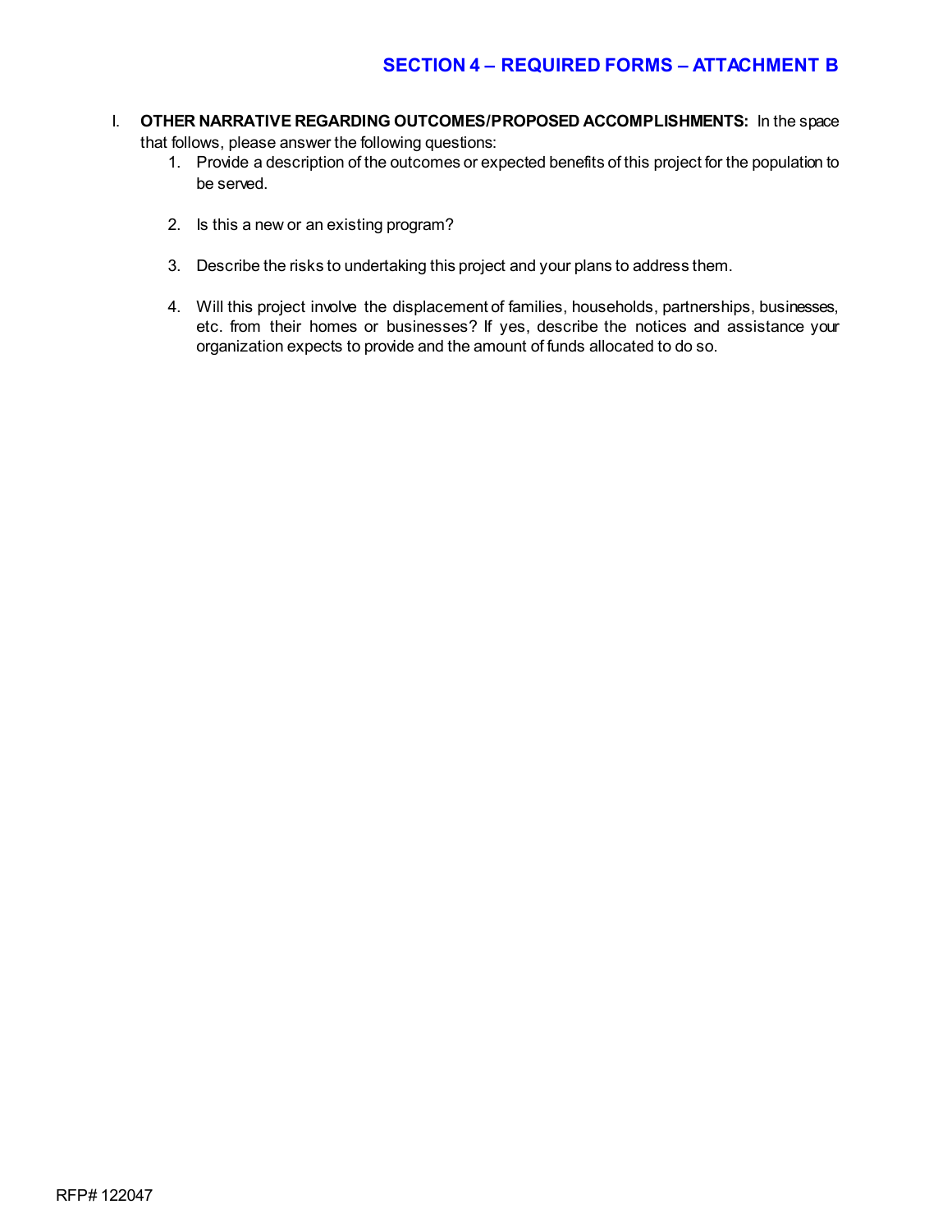## SECTION 4 – REQUIRED FORMS – ATTACHMENT B

I. **OTHER NARRATIVE REGARDING OUTCOMES/PROPOSED ACCOMPLISHMENTS:** In the space that follows, please answer the following questions:

1. Provide a description of the outcomes or expected benefits of this project for the population to be served.

2. Is this a new or an existing program?

3. Describe the risks to undertaking this project and your plans to address them.

4. Will this project involve the displacement of families, households, partnerships, businesses, etc. from their homes or businesses? If yes, describe the notices and assistance your organization expects to provide and the amount of funds allocated to do so.

RFP# 122047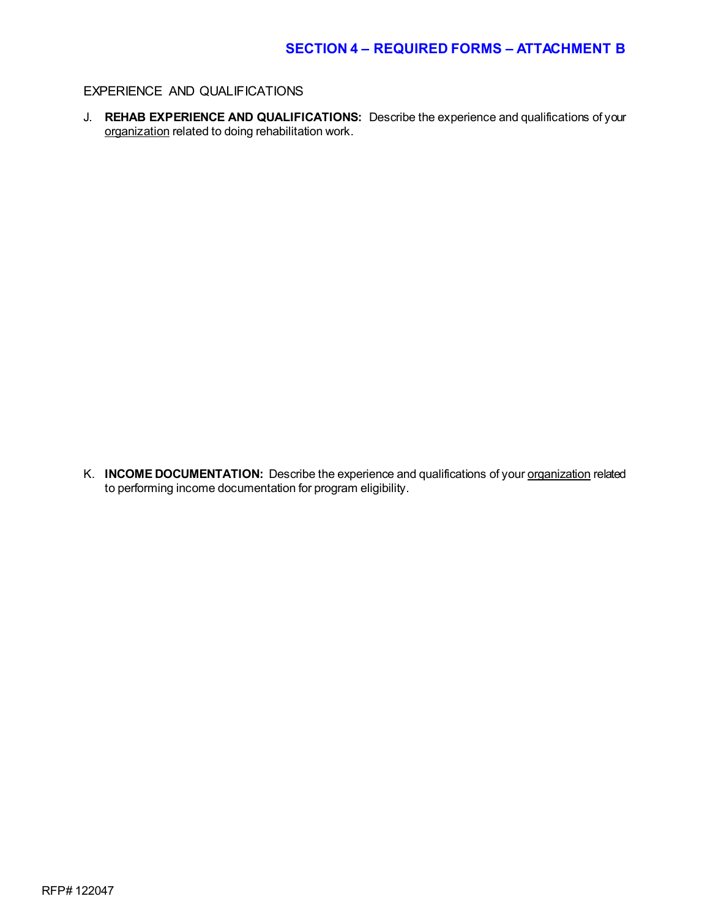## SECTION 4 – REQUIRED FORMS – ATTACHMENT B

EXPERIENCE AND QUALIFICATIONS

J. **REHAB EXPERIENCE AND QUALIFICATIONS:** Describe the experience and qualifications of your <u>organization</u> related to doing rehabilitation work.

K. **INCOME DOCUMENTATION:** Describe the experience and qualifications of your <u>organization</u> related to performing income documentation for program eligibility.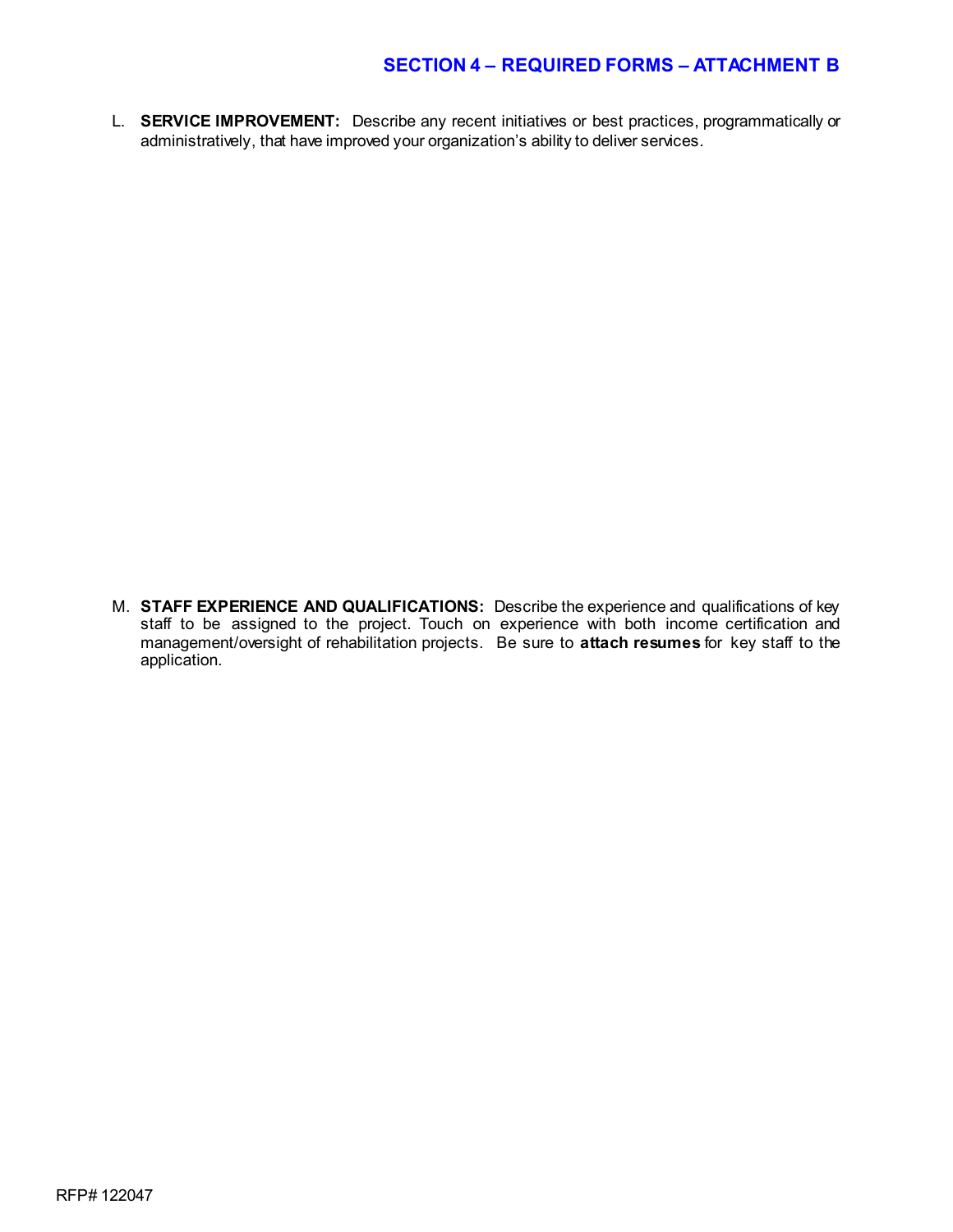## SECTION 4 – REQUIRED FORMS – ATTACHMENT B

L. **SERVICE IMPROVEMENT:** Describe any recent initiatives or best practices, programmatically or administratively, that have improved your organization's ability to deliver services.

M. **STAFF EXPERIENCE AND QUALIFICATIONS:** Describe the experience and qualifications of key staff to be assigned to the project. Touch on experience with both income certification and management/oversight of rehabilitation projects. Be sure to **attach resumes** for key staff to the application.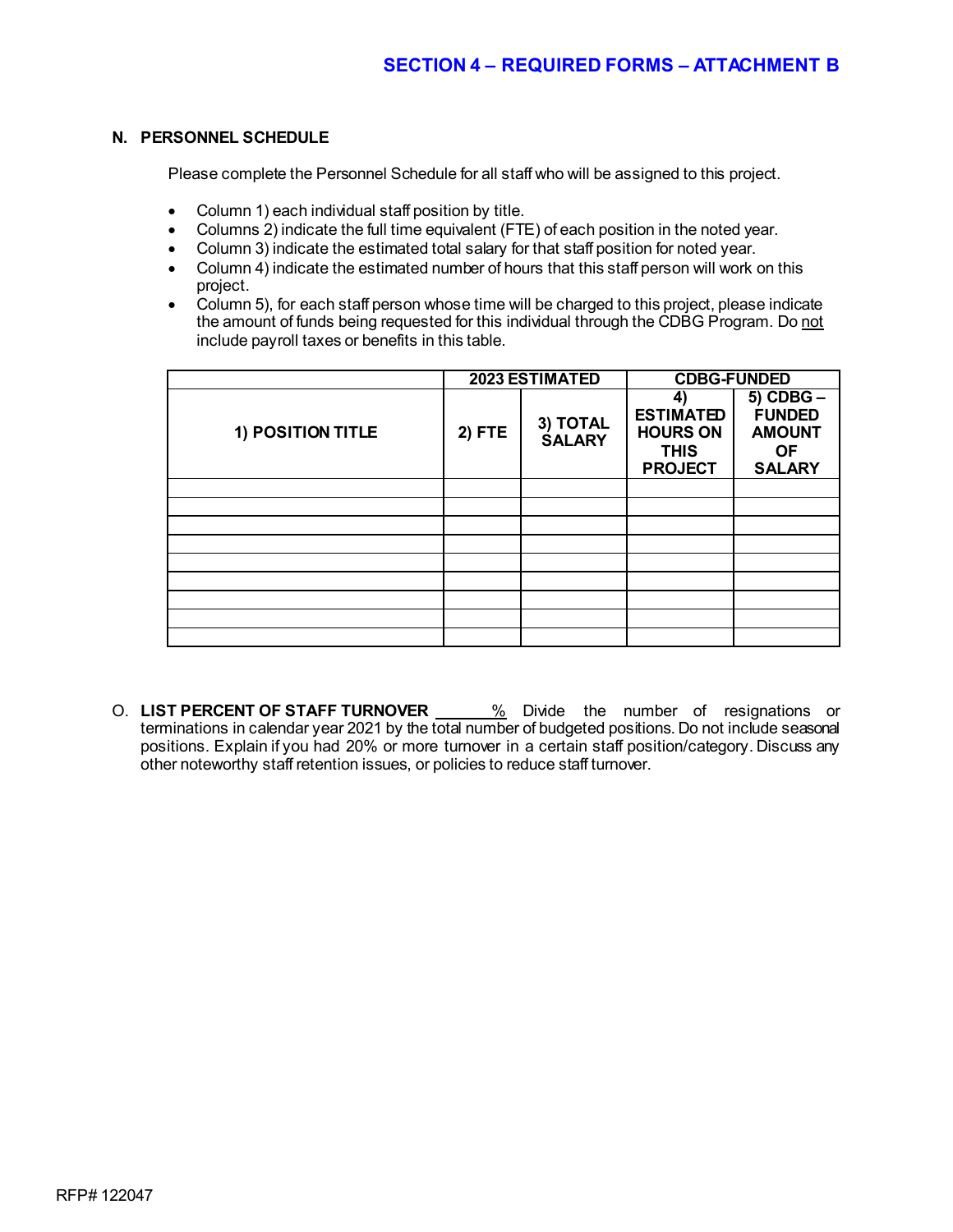## SECTION 4 – REQUIRED FORMS – ATTACHMENT B

### N. PERSONNEL SCHEDULE

Please complete the Personnel Schedule for all staff who will be assigned to this project.

- Column 1) each individual staff position by title.
- Columns 2) indicate the full time equivalent (FTE) of each position in the noted year.
- Column 3) indicate the estimated total salary for that staff position for noted year.
- Column 4) indicate the estimated number of hours that this staff person will work on this project.
- Column 5), for each staff person whose time will be charged to this project, please indicate the amount of funds being requested for this individual through the CDBG Program. Do not include payroll taxes or benefits in this table.

| | 2023 ESTIMATED | | CDBG-FUNDED | |
|---|---|---|---|---|
| **1) POSITION TITLE** | **2) FTE** | **3) TOTAL SALARY** | **4) ESTIMATED HOURS ON THIS PROJECT** | **5) CDBG – FUNDED AMOUNT OF SALARY** |
| | | | | |
| | | | | |
| | | | | |
| | | | | |
| | | | | |
| | | | | |
| | | | | |
| | | | | |
| | | | | |

O. **LIST PERCENT OF STAFF TURNOVER** ______% Divide the number of resignations or terminations in calendar year 2021 by the total number of budgeted positions. Do not include seasonal positions. Explain if you had 20% or more turnover in a certain staff position/category. Discuss any other noteworthy staff retention issues, or policies to reduce staff turnover.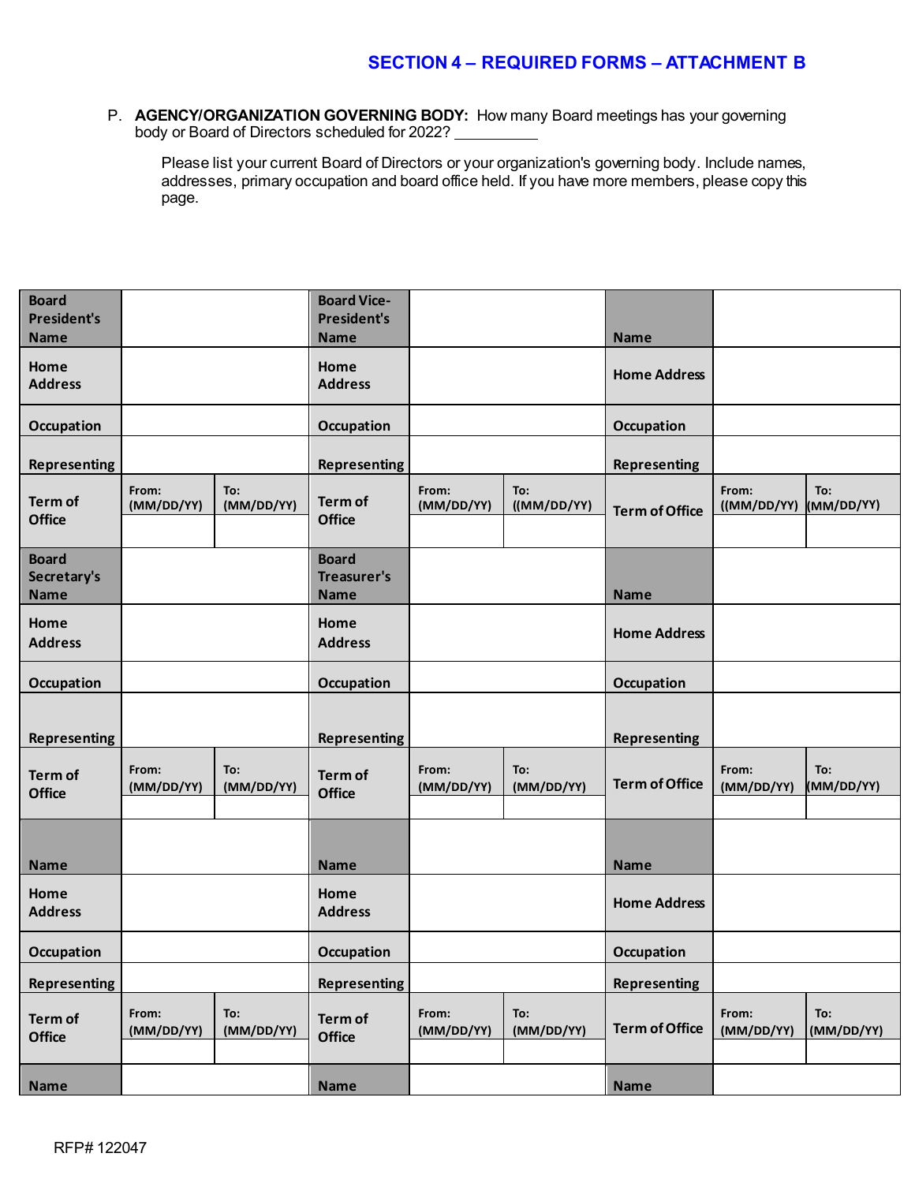## SECTION 4 – REQUIRED FORMS – ATTACHMENT B

P. **AGENCY/ORGANIZATION GOVERNING BODY:** How many Board meetings has your governing body or Board of Directors scheduled for 2022? __________

Please list your current Board of Directors or your organization's governing body. Include names, addresses, primary occupation and board office held. If you have more members, please copy this page.

| Board President's Name | | | Board Vice-President's Name | | | Name | | |
|---|---|---|---|---|---|---|---|---|
| Home Address | | | Home Address | | | Home Address | | |
| Occupation | | | Occupation | | | Occupation | | |
| Representing | | | Representing | | | Representing | | |
| Term of Office | From: (MM/DD/YY) | To: (MM/DD/YY) | Term of Office | From: (MM/DD/YY) | To: ((MM/DD/YY) | Term of Office | From: ((MM/DD/YY) | To: (MM/DD/YY) |
| | | | | | | | | |
| Board Secretary's Name | | | Board Treasurer's Name | | | Name | | |
| Home Address | | | Home Address | | | Home Address | | |
| Occupation | | | Occupation | | | Occupation | | |
| Representing | | | Representing | | | Representing | | |
| Term of Office | From: (MM/DD/YY) | To: (MM/DD/YY) | Term of Office | From: (MM/DD/YY) | To: (MM/DD/YY) | Term of Office | From: (MM/DD/YY) | To: (MM/DD/YY) |
| | | | | | | | | |
| Name | | | Name | | | Name | | |
| Home Address | | | Home Address | | | Home Address | | |
| Occupation | | | Occupation | | | Occupation | | |
| Representing | | | Representing | | | Representing | | |
| Term of Office | From: (MM/DD/YY) | To: (MM/DD/YY) | Term of Office | From: (MM/DD/YY) | To: (MM/DD/YY) | Term of Office | From: (MM/DD/YY) | To: (MM/DD/YY) |
| | | | | | | | | |
| Name | | | Name | | | Name | | |

RFP# 122047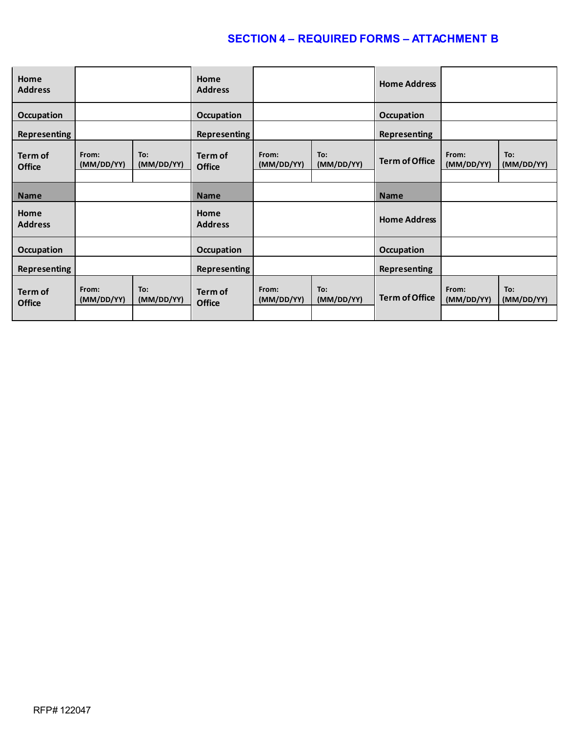## SECTION 4 – REQUIRED FORMS – ATTACHMENT B

| Home Address | | | Home Address | | | Home Address | | |
|---|---|---|---|---|---|---|---|---|
| Occupation | | | Occupation | | | Occupation | | |
| Representing | | | Representing | | | Representing | | |
| Term of Office | From: (MM/DD/YY) | To: (MM/DD/YY) | Term of Office | From: (MM/DD/YY) | To: (MM/DD/YY) | Term of Office | From: (MM/DD/YY) | To: (MM/DD/YY) |
| | | | | | | | | |
| Name | | | Name | | | Name | | |
| Home Address | | | Home Address | | | Home Address | | |
| Occupation | | | Occupation | | | Occupation | | |
| Representing | | | Representing | | | Representing | | |
| Term of Office | From: (MM/DD/YY) | To: (MM/DD/YY) | Term of Office | From: (MM/DD/YY) | To: (MM/DD/YY) | Term of Office | From: (MM/DD/YY) | To: (MM/DD/YY) |
| | | | | | | | | |

RFP# 122047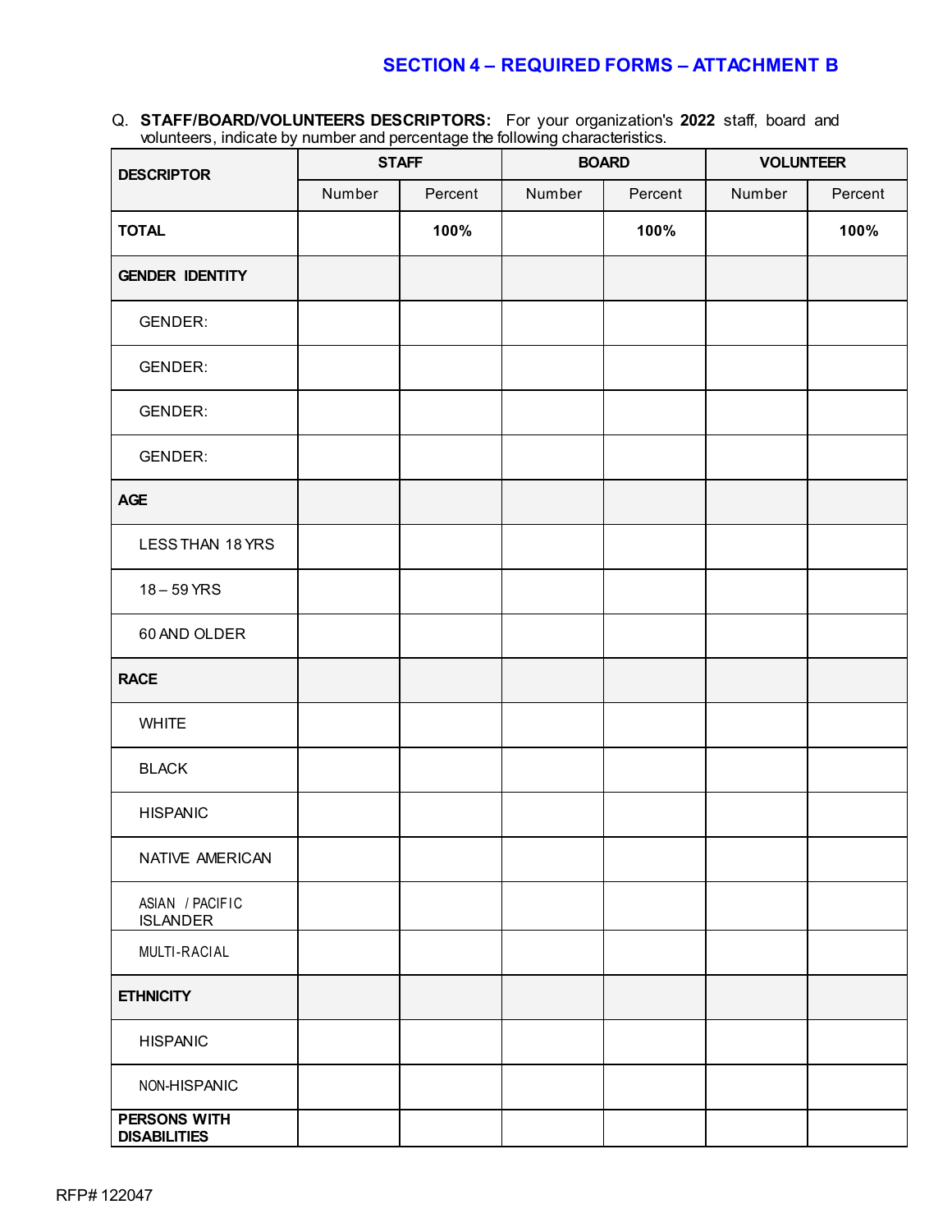## SECTION 4 – REQUIRED FORMS – ATTACHMENT B

Q. **STAFF/BOARD/VOLUNTEERS DESCRIPTORS:** For your organization's **2022** staff, board and volunteers, indicate by number and percentage the following characteristics.

| DESCRIPTOR | STAFF | | BOARD | | VOLUNTEER | |
|---|---|---|---|---|---|---|
| | Number | Percent | Number | Percent | Number | Percent |
| **TOTAL** | | **100%** | | **100%** | | **100%** |
| **GENDER IDENTITY** | | | | | | |
| GENDER: | | | | | | |
| GENDER: | | | | | | |
| GENDER: | | | | | | |
| GENDER: | | | | | | |
| **AGE** | | | | | | |
| LESS THAN 18 YRS | | | | | | |
| 18 – 59 YRS | | | | | | |
| 60 AND OLDER | | | | | | |
| **RACE** | | | | | | |
| WHITE | | | | | | |
| BLACK | | | | | | |
| HISPANIC | | | | | | |
| NATIVE AMERICAN | | | | | | |
| ASIAN / PACIFIC ISLANDER | | | | | | |
| MULTI-RACIAL | | | | | | |
| **ETHNICITY** | | | | | | |
| HISPANIC | | | | | | |
| NON-HISPANIC | | | | | | |
| **PERSONS WITH DISABILITIES** | | | | | | |

RFP# 122047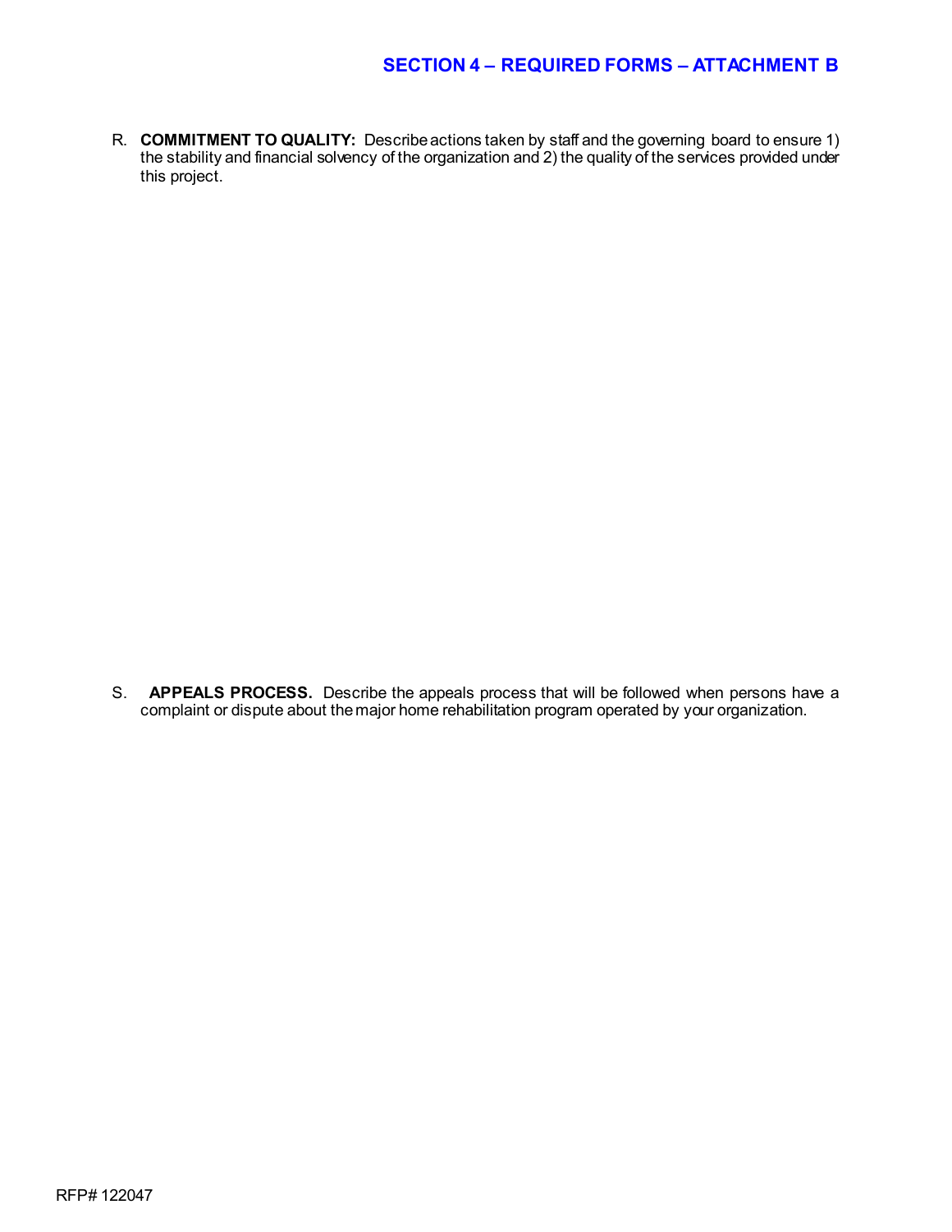## SECTION 4 – REQUIRED FORMS – ATTACHMENT B

R. **COMMITMENT TO QUALITY:** Describe actions taken by staff and the governing board to ensure 1) the stability and financial solvency of the organization and 2) the quality of the services provided under this project.

S. **APPEALS PROCESS.** Describe the appeals process that will be followed when persons have a complaint or dispute about the major home rehabilitation program operated by your organization.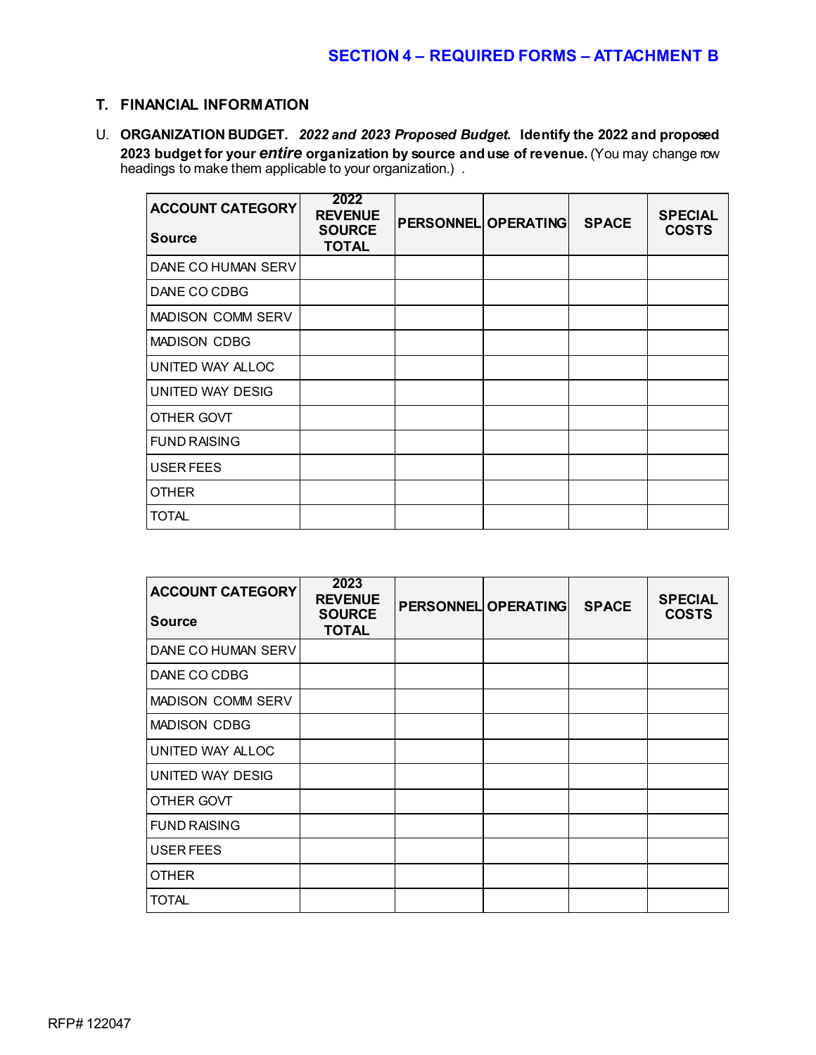## SECTION 4 – REQUIRED FORMS – ATTACHMENT B

### T. FINANCIAL INFORMATION

U. **ORGANIZATION BUDGET.** ***2022 and 2023 Proposed Budget.*** **Identify the 2022 and proposed 2023 budget for your *entire* organization by source and use of revenue.** (You may change row headings to make them applicable to your organization.) .

| ACCOUNT CATEGORY Source | 2022 REVENUE SOURCE TOTAL | PERSONNEL | OPERATING | SPACE | SPECIAL COSTS |
|---|---|---|---|---|---|
| DANE CO HUMAN SERV | | | | | |
| DANE CO CDBG | | | | | |
| MADISON COMM SERV | | | | | |
| MADISON CDBG | | | | | |
| UNITED WAY ALLOC | | | | | |
| UNITED WAY DESIG | | | | | |
| OTHER GOVT | | | | | |
| FUND RAISING | | | | | |
| USER FEES | | | | | |
| OTHER | | | | | |
| TOTAL | | | | | |

| ACCOUNT CATEGORY Source | 2023 REVENUE SOURCE TOTAL | PERSONNEL | OPERATING | SPACE | SPECIAL COSTS |
|---|---|---|---|---|---|
| DANE CO HUMAN SERV | | | | | |
| DANE CO CDBG | | | | | |
| MADISON COMM SERV | | | | | |
| MADISON CDBG | | | | | |
| UNITED WAY ALLOC | | | | | |
| UNITED WAY DESIG | | | | | |
| OTHER GOVT | | | | | |
| FUND RAISING | | | | | |
| USER FEES | | | | | |
| OTHER | | | | | |
| TOTAL | | | | | |

RFP# 122047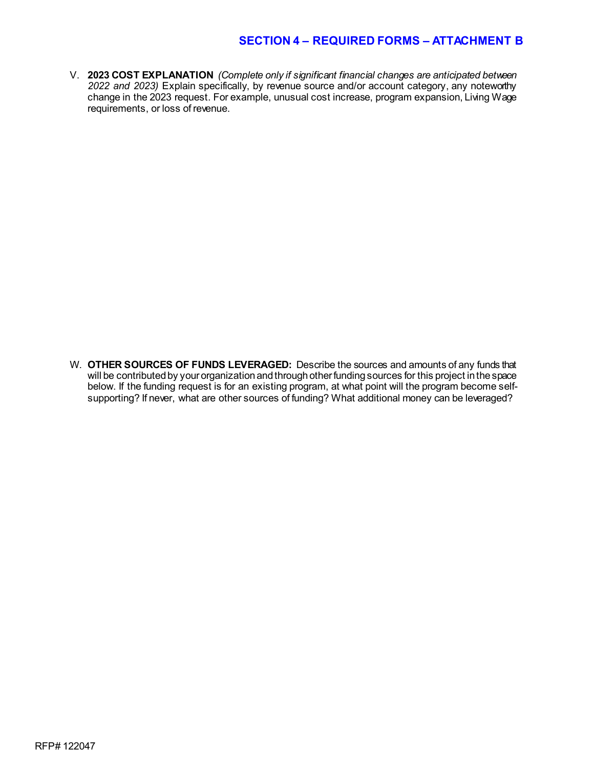## SECTION 4 – REQUIRED FORMS – ATTACHMENT B

V. **2023 COST EXPLANATION** *(Complete only if significant financial changes are anticipated between 2022 and 2023)* Explain specifically, by revenue source and/or account category, any noteworthy change in the 2023 request. For example, unusual cost increase, program expansion, Living Wage requirements, or loss of revenue.

W. **OTHER SOURCES OF FUNDS LEVERAGED:** Describe the sources and amounts of any funds that will be contributed by your organization and through other funding sources for this project in the space below. If the funding request is for an existing program, at what point will the program become self-supporting? If never, what are other sources of funding? What additional money can be leveraged?

RFP# 122047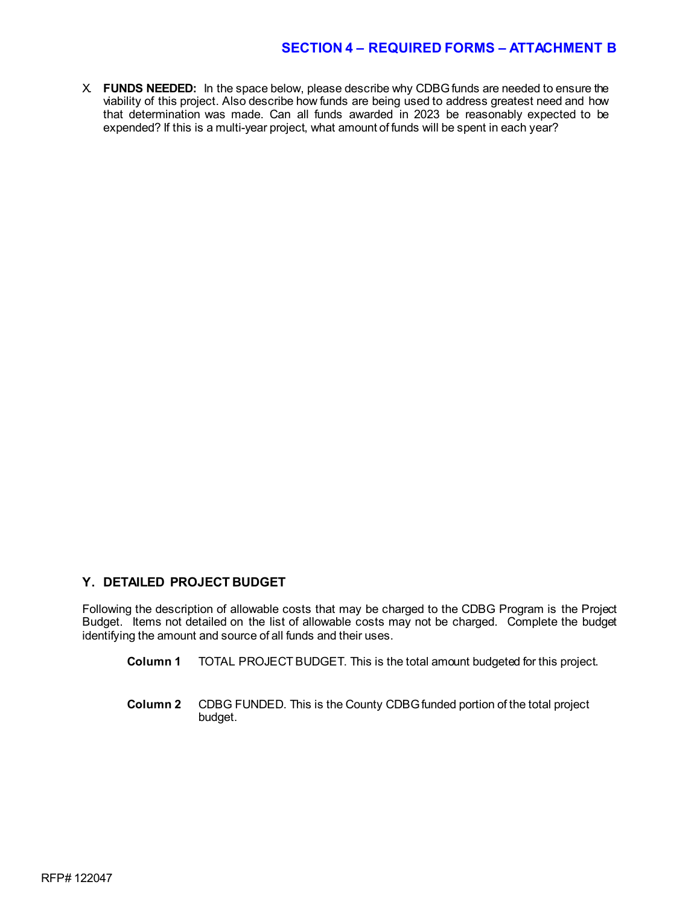## SECTION 4 – REQUIRED FORMS – ATTACHMENT B

X. **FUNDS NEEDED:** In the space below, please describe why CDBG funds are needed to ensure the viability of this project. Also describe how funds are being used to address greatest need and how that determination was made. Can all funds awarded in 2023 be reasonably expected to be expended? If this is a multi-year project, what amount of funds will be spent in each year?

### Y. DETAILED PROJECT BUDGET

Following the description of allowable costs that may be charged to the CDBG Program is the Project Budget. Items not detailed on the list of allowable costs may not be charged. Complete the budget identifying the amount and source of all funds and their uses.

**Column 1** TOTAL PROJECT BUDGET. This is the total amount budgeted for this project.

**Column 2** CDBG FUNDED. This is the County CDBG funded portion of the total project budget.

RFP# 122047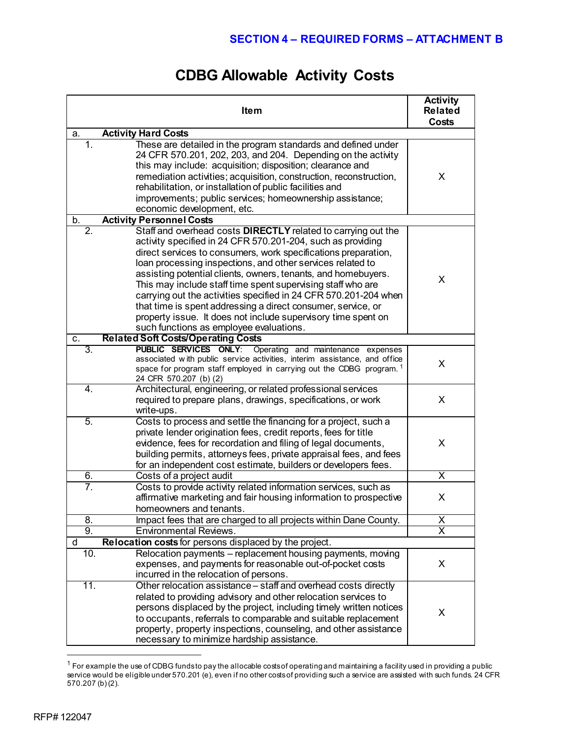## SECTION 4 – REQUIRED FORMS – ATTACHMENT B

# CDBG Allowable Activity Costs

| | Item | Activity Related Costs |
|---|---|---|
| a. | **Activity Hard Costs** | |
| 1. | These are detailed in the program standards and defined under 24 CFR 570.201, 202, 203, and 204. Depending on the activity this may include: acquisition; disposition; clearance and remediation activities; acquisition, construction, reconstruction, rehabilitation, or installation of public facilities and improvements; public services; homeownership assistance; economic development, etc. | X |
| b. | **Activity Personnel Costs** | |
| 2. | Staff and overhead costs **DIRECTLY** related to carrying out the activity specified in 24 CFR 570.201-204, such as providing direct services to consumers, work specifications preparation, loan processing inspections, and other services related to assisting potential clients, owners, tenants, and homebuyers. This may include staff time spent supervising staff who are carrying out the activities specified in 24 CFR 570.201-204 when that time is spent addressing a direct consumer, service, or property issue. It does not include supervisory time spent on such functions as employee evaluations. | X |
| c. | **Related Soft Costs/Operating Costs** | |
| 3. | **PUBLIC SERVICES ONLY**: Operating and maintenance expenses associated with public service activities, interim assistance, and office space for program staff employed in carrying out the CDBG program.[1] 24 CFR 570.207 (b) (2) | X |
| 4. | Architectural, engineering, or related professional services required to prepare plans, drawings, specifications, or work write-ups. | X |
| 5. | Costs to process and settle the financing for a project, such a private lender origination fees, credit reports, fees for title evidence, fees for recordation and filing of legal documents, building permits, attorneys fees, private appraisal fees, and fees for an independent cost estimate, builders or developers fees. | X |
| 6. | Costs of a project audit | X |
| 7. | Costs to provide activity related information services, such as affirmative marketing and fair housing information to prospective homeowners and tenants. | X |
| 8. | Impact fees that are charged to all projects within Dane County. | X |
| 9. | Environmental Reviews. | X |
| d | **Relocation costs** for persons displaced by the project. | |
| 10. | Relocation payments – replacement housing payments, moving expenses, and payments for reasonable out-of-pocket costs incurred in the relocation of persons. | X |
| 11. | Other relocation assistance – staff and overhead costs directly related to providing advisory and other relocation services to persons displaced by the project, including timely written notices to occupants, referrals to comparable and suitable replacement property, property inspections, counseling, and other assistance necessary to minimize hardship assistance. | X |

[1] For example the use of CDBG funds to pay the allocable costs of operating and maintaining a facility used in providing a public service would be eligible under 570.201 (e), even if no other costs of providing such a service are assisted with such funds. 24 CFR 570.207 (b) (2).

RFP# 122047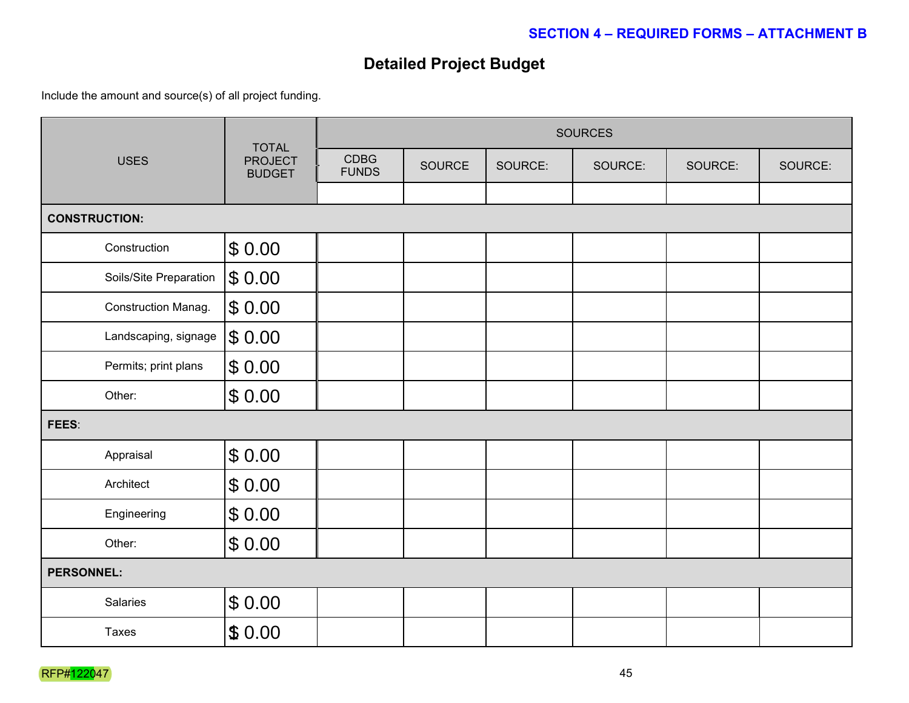SECTION 4 – REQUIRED FORMS – ATTACHMENT B

## Detailed Project Budget

Include the amount and source(s) of all project funding.

| USES | TOTAL PROJECT BUDGET | SOURCES | | | | | |
|---|---|---|---|---|---|---|---|
| | | CDBG FUNDS | SOURCE | SOURCE: | SOURCE: | SOURCE: | SOURCE: |
| | | | | | | | |
| **CONSTRUCTION:** | | | | | | | |
| Construction | $ 0.00 | | | | | | |
| Soils/Site Preparation | $ 0.00 | | | | | | |
| Construction Manag. | $ 0.00 | | | | | | |
| Landscaping, signage | $ 0.00 | | | | | | |
| Permits; print plans | $ 0.00 | | | | | | |
| Other: | $ 0.00 | | | | | | |
| **FEES**: | | | | | | | |
| Appraisal | $ 0.00 | | | | | | |
| Architect | $ 0.00 | | | | | | |
| Engineering | $ 0.00 | | | | | | |
| Other: | $ 0.00 | | | | | | |
| **PERSONNEL:** | | | | | | | |
| Salaries | $ 0.00 | | | | | | |
| Taxes | $ 0.00 | | | | | | |

RFP#122047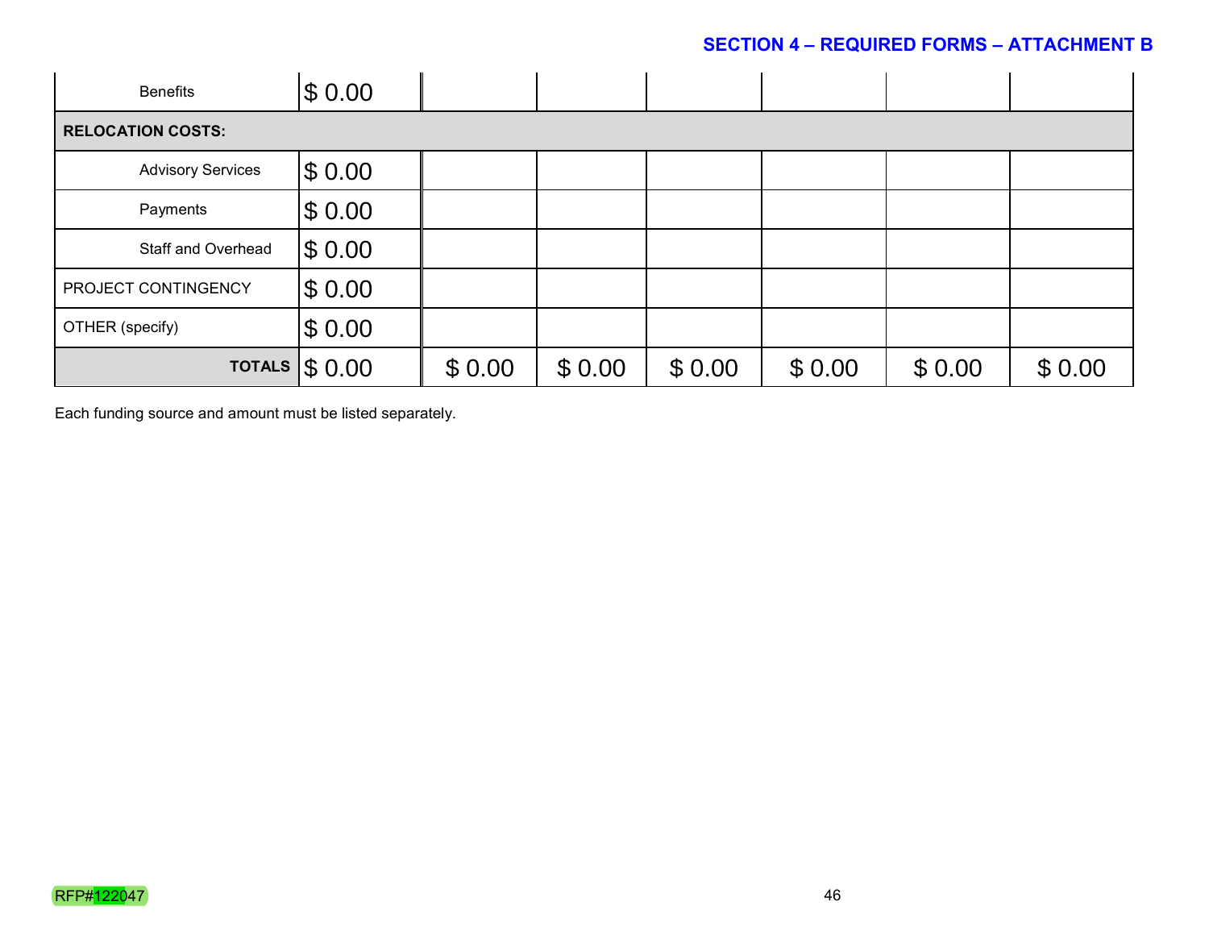| | | | | | | | |
|---|---|---|---|---|---|---|---|
| Benefits | $ 0.00 | | | | | | |
| **RELOCATION COSTS:** | | | | | | | |
| Advisory Services | $ 0.00 | | | | | | |
| Payments | $ 0.00 | | | | | | |
| Staff and Overhead | $ 0.00 | | | | | | |
| PROJECT CONTINGENCY | $ 0.00 | | | | | | |
| OTHER (specify) | $ 0.00 | | | | | | |
| **TOTALS** | $ 0.00 | $ 0.00 | $ 0.00 | $ 0.00 | $ 0.00 | $ 0.00 | $ 0.00 |

Each funding source and amount must be listed separately.